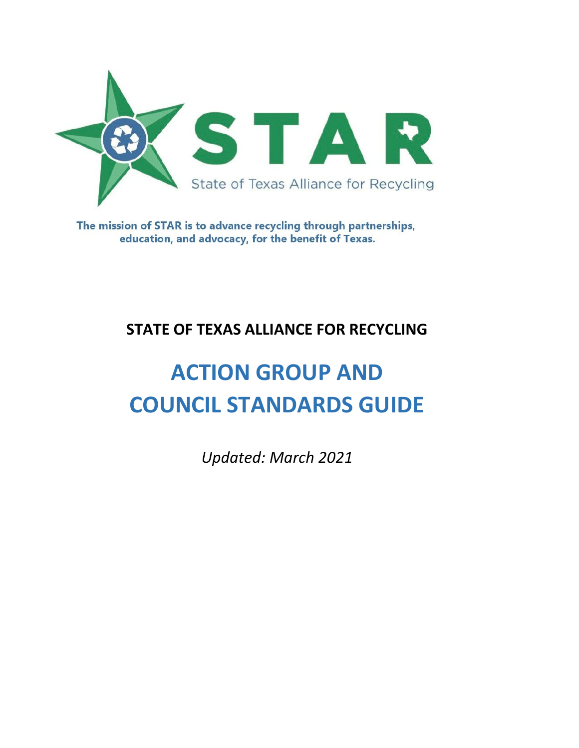STAR

State of Texas Alliance for Recycling

**The mission of STAR is to advance recycling through partnerships, education, and advocacy, for the benefit of Texas.**

## STATE OF TEXAS ALLIANCE FOR RECYCLING

# ACTION GROUP AND COUNCIL STANDARDS GUIDE

*Updated: March 2021*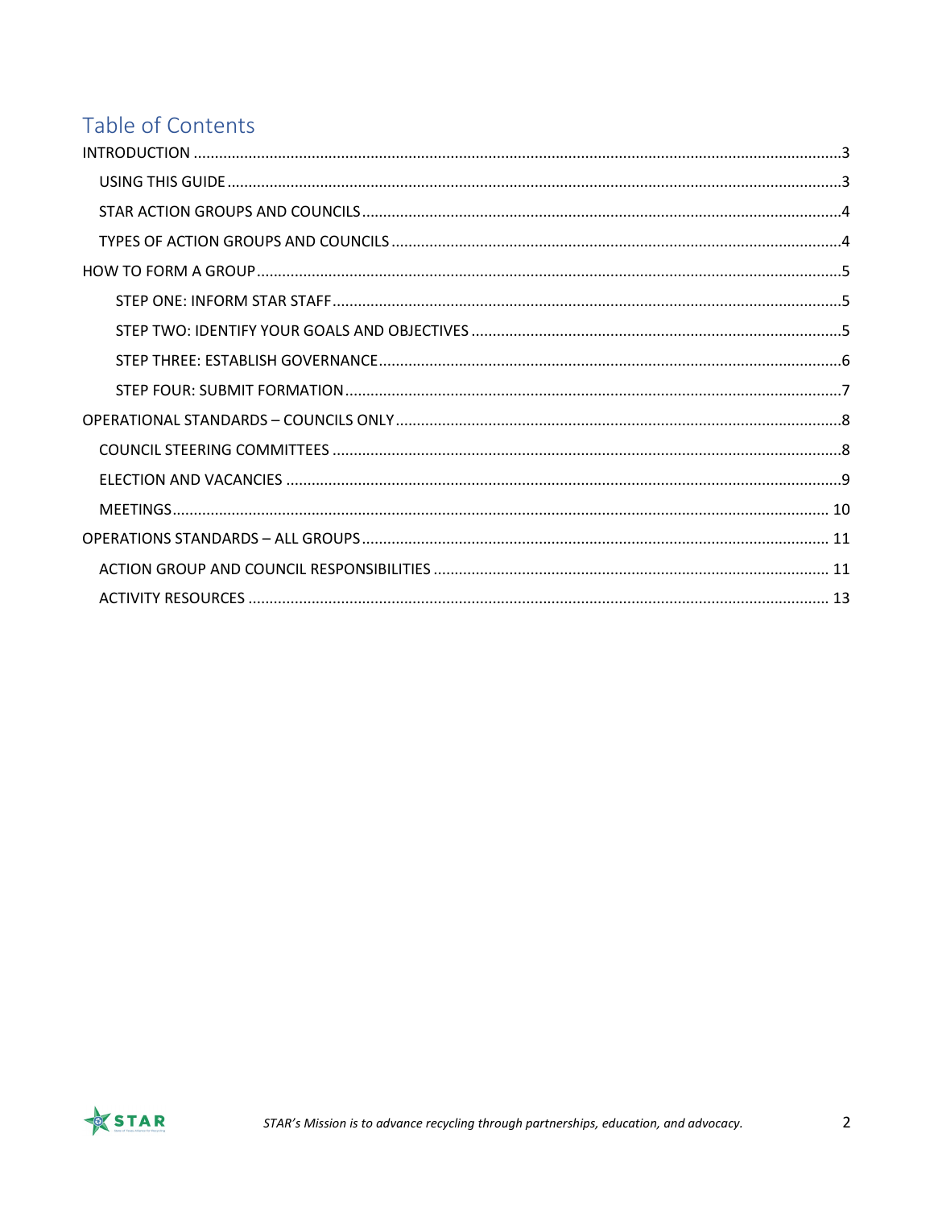# Table of Contents

INTRODUCTION ....................................................................................................3

- USING THIS GUIDE ....................................................................................................3
- STAR ACTION GROUPS AND COUNCILS ....................................................................................................4
- TYPES OF ACTION GROUPS AND COUNCILS ....................................................................................................4

HOW TO FORM A GROUP ....................................................................................................5

- STEP ONE: INFORM STAR STAFF ....................................................................................................5
- STEP TWO: IDENTIFY YOUR GOALS AND OBJECTIVES ....................................................................................................5
- STEP THREE: ESTABLISH GOVERNANCE ....................................................................................................6
- STEP FOUR: SUBMIT FORMATION ....................................................................................................7

OPERATIONAL STANDARDS – COUNCILS ONLY ....................................................................................................8

- COUNCIL STEERING COMMITTEES ....................................................................................................8
- ELECTION AND VACANCIES ....................................................................................................9
- MEETINGS ....................................................................................................10

OPERATIONS STANDARDS – ALL GROUPS ....................................................................................................11

- ACTION GROUP AND COUNCIL RESPONSIBILITIES ....................................................................................................11
- ACTIVITY RESOURCES ....................................................................................................13

*STAR's Mission is to advance recycling through partnerships, education, and advocacy.*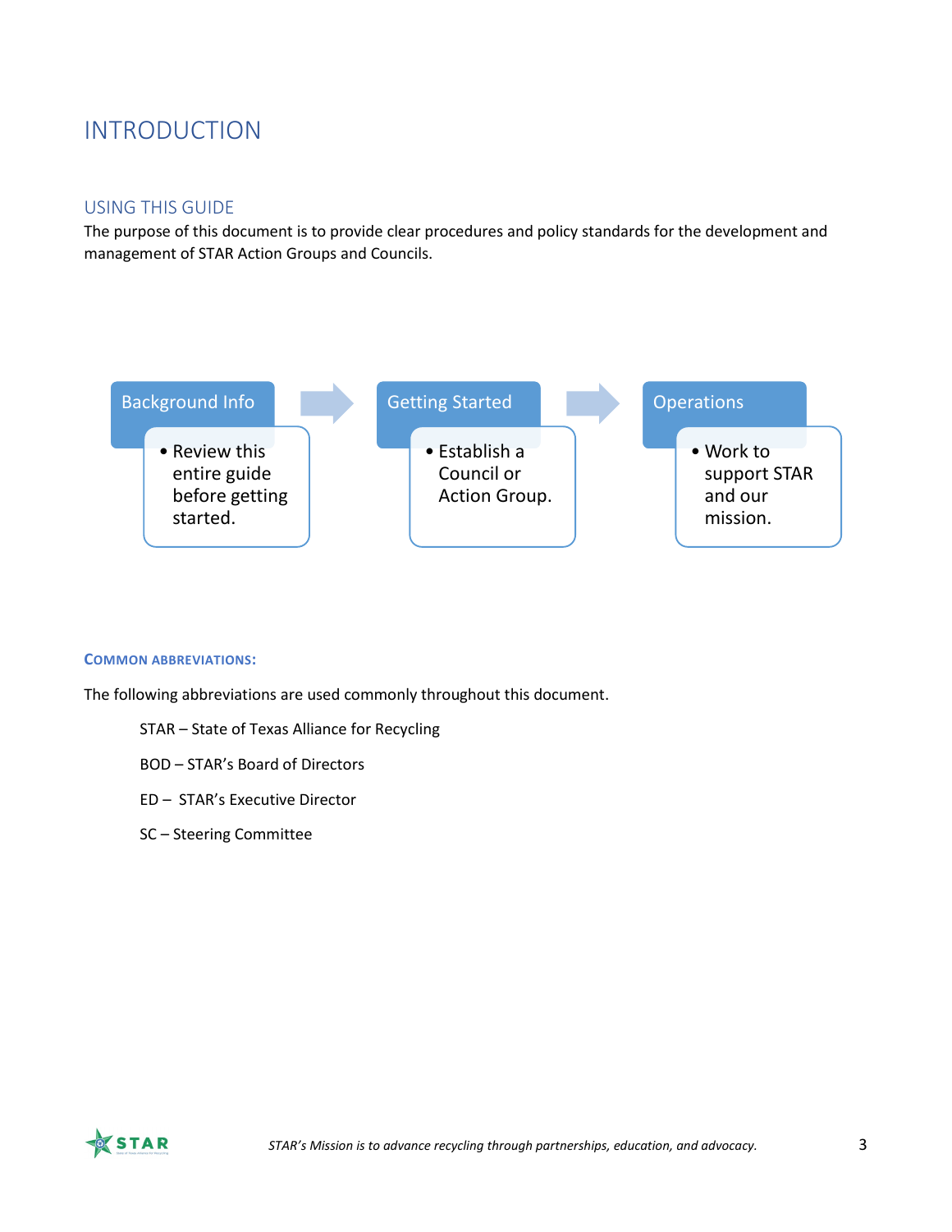# INTRODUCTION

## USING THIS GUIDE

The purpose of this document is to provide clear procedures and policy standards for the development and management of STAR Action Groups and Councils.

**Background Info**
- Review this entire guide before getting started.

**Getting Started**
- Establish a Council or Action Group.

**Operations**
- Work to support STAR and our mission.

### COMMON ABBREVIATIONS:

The following abbreviations are used commonly throughout this document.

STAR – State of Texas Alliance for Recycling

BOD – STAR's Board of Directors

ED – STAR's Executive Director

SC – Steering Committee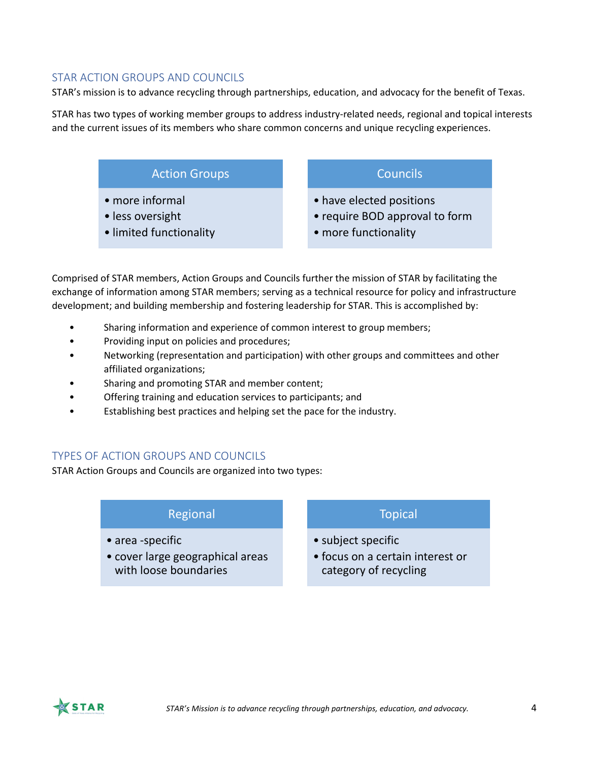## STAR ACTION GROUPS AND COUNCILS

STAR's mission is to advance recycling through partnerships, education, and advocacy for the benefit of Texas.

STAR has two types of working member groups to address industry-related needs, regional and topical interests and the current issues of its members who share common concerns and unique recycling experiences.

| Action Groups | Councils |
|---|---|
| • more informal<br>• less oversight<br>• limited functionality | • have elected positions<br>• require BOD approval to form<br>• more functionality |

Comprised of STAR members, Action Groups and Councils further the mission of STAR by facilitating the exchange of information among STAR members; serving as a technical resource for policy and infrastructure development; and building membership and fostering leadership for STAR. This is accomplished by:

- Sharing information and experience of common interest to group members;
- Providing input on policies and procedures;
- Networking (representation and participation) with other groups and committees and other affiliated organizations;
- Sharing and promoting STAR and member content;
- Offering training and education services to participants; and
- Establishing best practices and helping set the pace for the industry.

## TYPES OF ACTION GROUPS AND COUNCILS

STAR Action Groups and Councils are organized into two types:

| Regional | Topical |
|---|---|
| • area -specific<br>• cover large geographical areas with loose boundaries | • subject specific<br>• focus on a certain interest or category of recycling |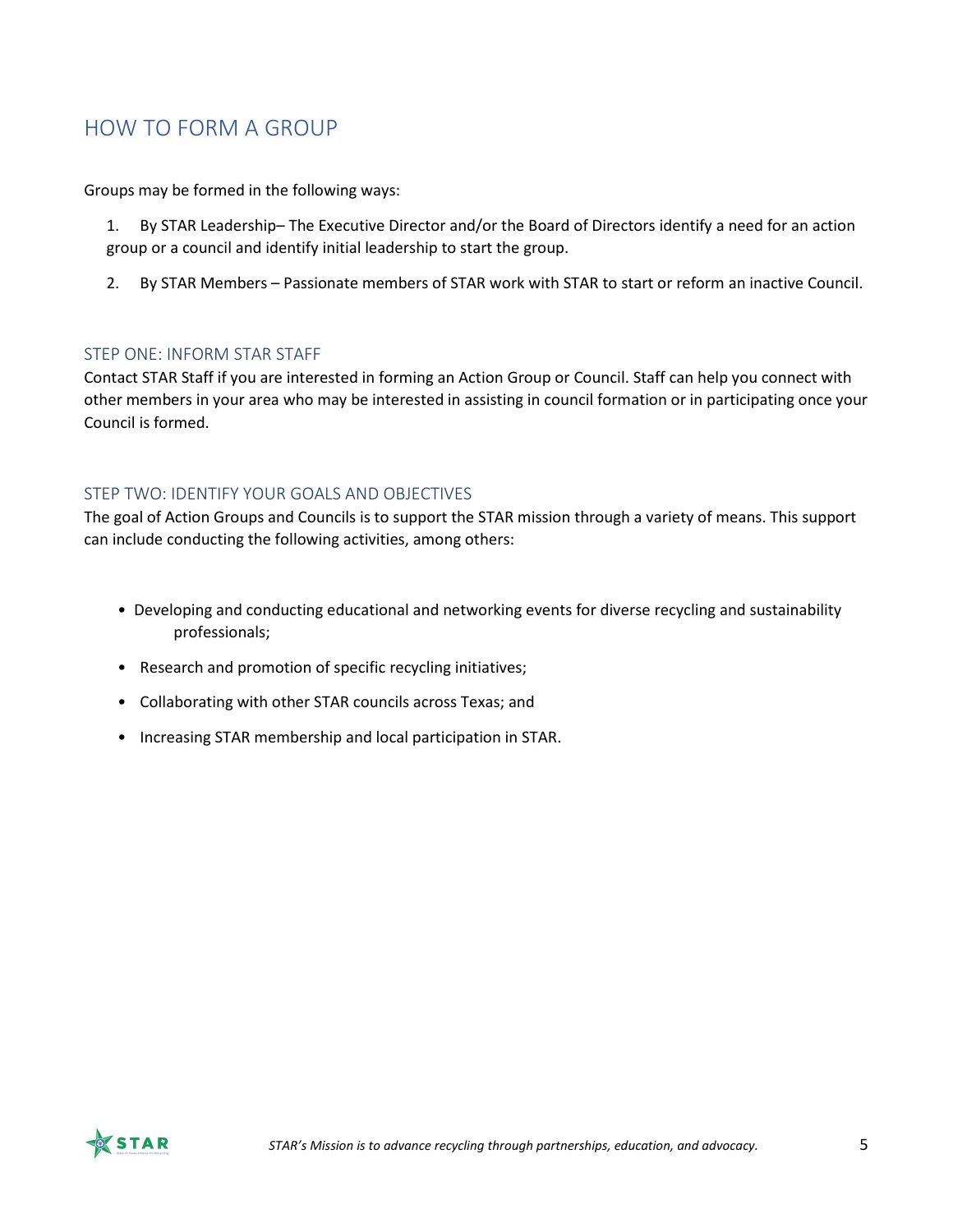## HOW TO FORM A GROUP

Groups may be formed in the following ways:

1. By STAR Leadership– The Executive Director and/or the Board of Directors identify a need for an action group or a council and identify initial leadership to start the group.
2. By STAR Members – Passionate members of STAR work with STAR to start or reform an inactive Council.

### STEP ONE: INFORM STAR STAFF

Contact STAR Staff if you are interested in forming an Action Group or Council. Staff can help you connect with other members in your area who may be interested in assisting in council formation or in participating once your Council is formed.

### STEP TWO: IDENTIFY YOUR GOALS AND OBJECTIVES

The goal of Action Groups and Councils is to support the STAR mission through a variety of means. This support can include conducting the following activities, among others:

- Developing and conducting educational and networking events for diverse recycling and sustainability professionals;
- Research and promotion of specific recycling initiatives;
- Collaborating with other STAR councils across Texas; and
- Increasing STAR membership and local participation in STAR.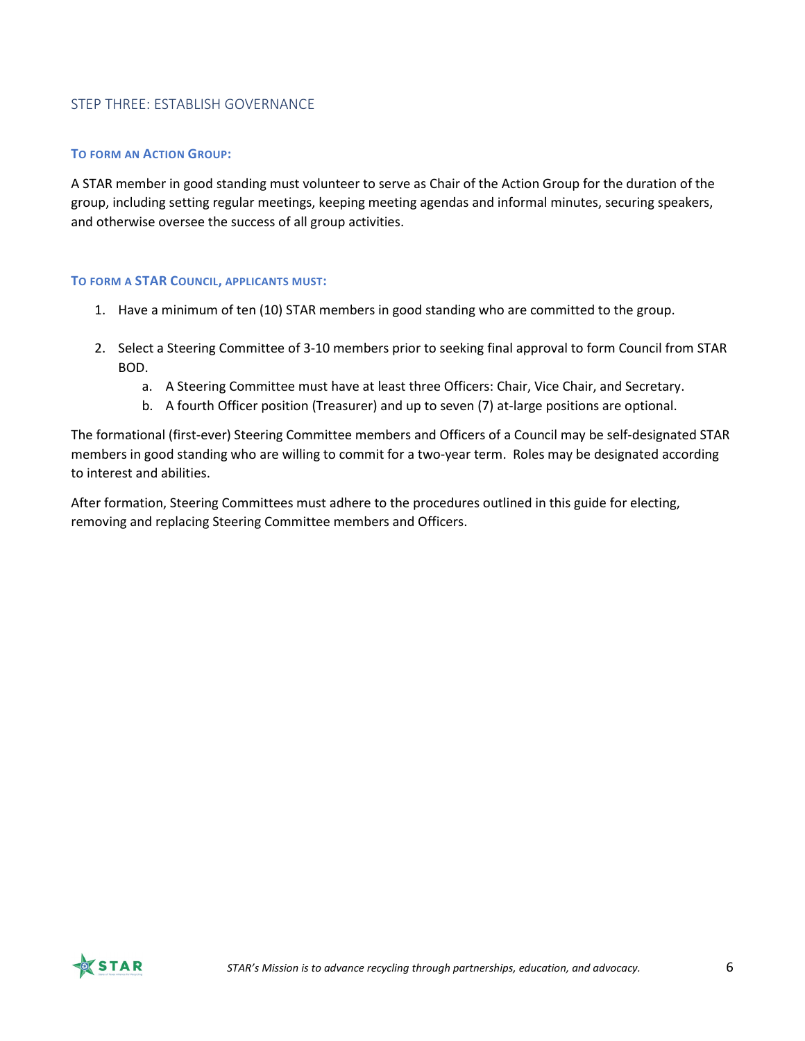## STEP THREE: ESTABLISH GOVERNANCE

### To Form an Action Group:

A STAR member in good standing must volunteer to serve as Chair of the Action Group for the duration of the group, including setting regular meetings, keeping meeting agendas and informal minutes, securing speakers, and otherwise oversee the success of all group activities.

### To Form a STAR Council, applicants must:

1. Have a minimum of ten (10) STAR members in good standing who are committed to the group.

2. Select a Steering Committee of 3-10 members prior to seeking final approval to form Council from STAR BOD.
    a. A Steering Committee must have at least three Officers: Chair, Vice Chair, and Secretary.
    b. A fourth Officer position (Treasurer) and up to seven (7) at-large positions are optional.

The formational (first-ever) Steering Committee members and Officers of a Council may be self-designated STAR members in good standing who are willing to commit for a two-year term. Roles may be designated according to interest and abilities.

After formation, Steering Committees must adhere to the procedures outlined in this guide for electing, removing and replacing Steering Committee members and Officers.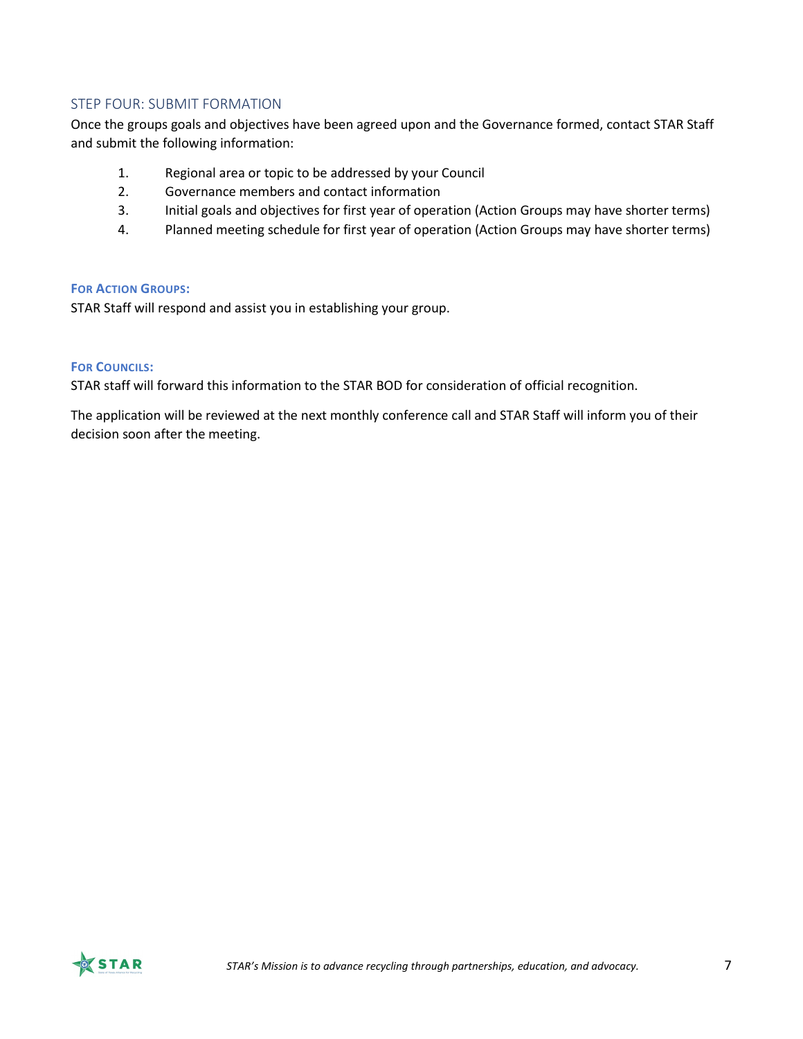## STEP FOUR: SUBMIT FORMATION

Once the groups goals and objectives have been agreed upon and the Governance formed, contact STAR Staff and submit the following information:

1. Regional area or topic to be addressed by your Council
2. Governance members and contact information
3. Initial goals and objectives for first year of operation (Action Groups may have shorter terms)
4. Planned meeting schedule for first year of operation (Action Groups may have shorter terms)

**FOR ACTION GROUPS:**

STAR Staff will respond and assist you in establishing your group.

**FOR COUNCILS:**

STAR staff will forward this information to the STAR BOD for consideration of official recognition.

The application will be reviewed at the next monthly conference call and STAR Staff will inform you of their decision soon after the meeting.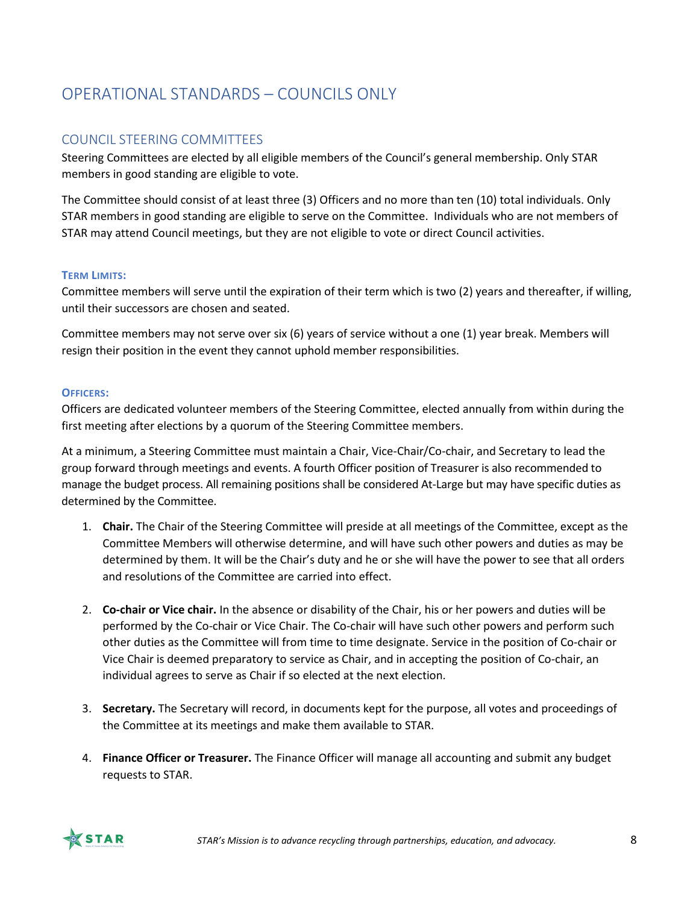# OPERATIONAL STANDARDS – COUNCILS ONLY

## COUNCIL STEERING COMMITTEES

Steering Committees are elected by all eligible members of the Council's general membership. Only STAR members in good standing are eligible to vote.

The Committee should consist of at least three (3) Officers and no more than ten (10) total individuals. Only STAR members in good standing are eligible to serve on the Committee. Individuals who are not members of STAR may attend Council meetings, but they are not eligible to vote or direct Council activities.

### TERM LIMITS:

Committee members will serve until the expiration of their term which is two (2) years and thereafter, if willing, until their successors are chosen and seated.

Committee members may not serve over six (6) years of service without a one (1) year break. Members will resign their position in the event they cannot uphold member responsibilities.

### OFFICERS:

Officers are dedicated volunteer members of the Steering Committee, elected annually from within during the first meeting after elections by a quorum of the Steering Committee members.

At a minimum, a Steering Committee must maintain a Chair, Vice-Chair/Co-chair, and Secretary to lead the group forward through meetings and events. A fourth Officer position of Treasurer is also recommended to manage the budget process. All remaining positions shall be considered At-Large but may have specific duties as determined by the Committee.

1. **Chair.** The Chair of the Steering Committee will preside at all meetings of the Committee, except as the Committee Members will otherwise determine, and will have such other powers and duties as may be determined by them. It will be the Chair's duty and he or she will have the power to see that all orders and resolutions of the Committee are carried into effect.

2. **Co-chair or Vice chair.** In the absence or disability of the Chair, his or her powers and duties will be performed by the Co-chair or Vice Chair. The Co-chair will have such other powers and perform such other duties as the Committee will from time to time designate. Service in the position of Co-chair or Vice Chair is deemed preparatory to service as Chair, and in accepting the position of Co-chair, an individual agrees to serve as Chair if so elected at the next election.

3. **Secretary.** The Secretary will record, in documents kept for the purpose, all votes and proceedings of the Committee at its meetings and make them available to STAR.

4. **Finance Officer or Treasurer.** The Finance Officer will manage all accounting and submit any budget requests to STAR.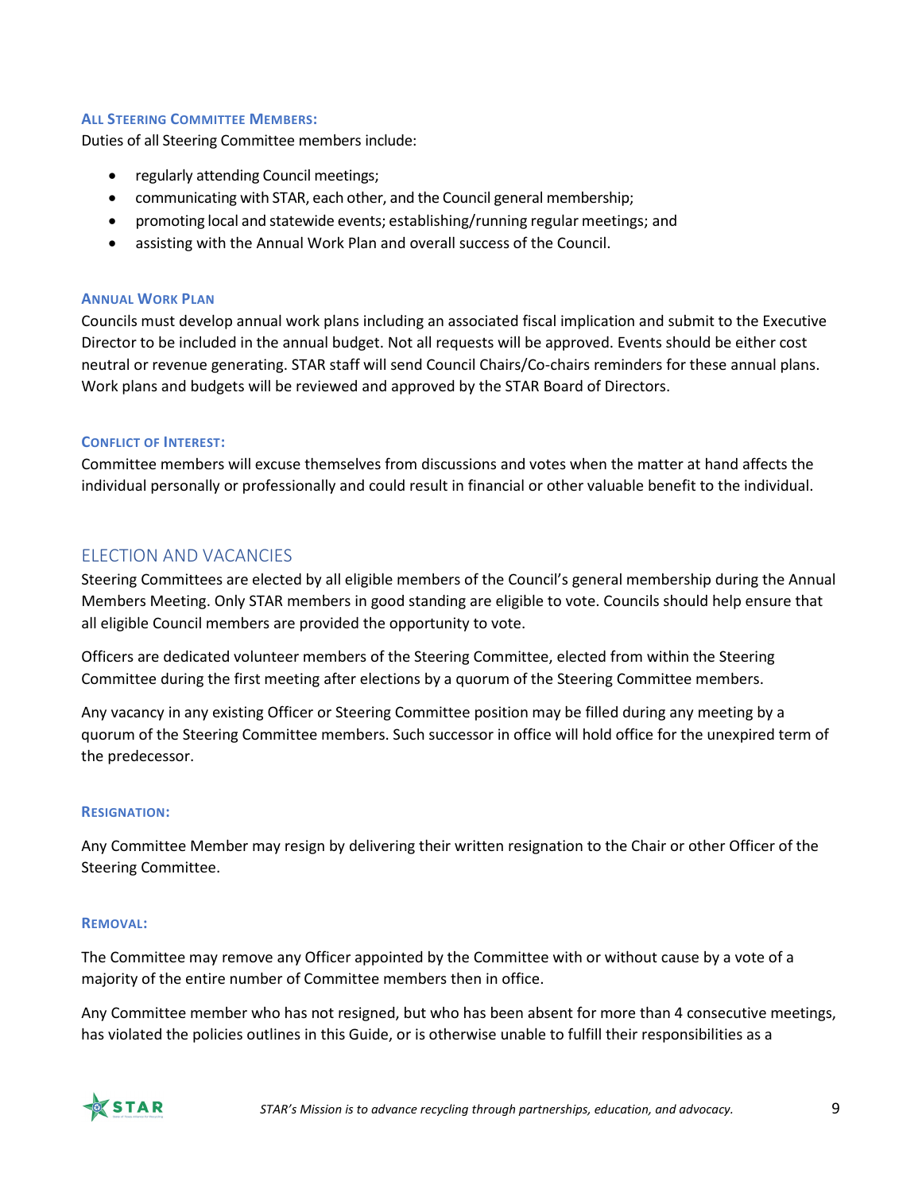#### All Steering Committee Members:

Duties of all Steering Committee members include:

- regularly attending Council meetings;
- communicating with STAR, each other, and the Council general membership;
- promoting local and statewide events; establishing/running regular meetings; and
- assisting with the Annual Work Plan and overall success of the Council.

#### Annual Work Plan

Councils must develop annual work plans including an associated fiscal implication and submit to the Executive Director to be included in the annual budget. Not all requests will be approved. Events should be either cost neutral or revenue generating. STAR staff will send Council Chairs/Co-chairs reminders for these annual plans. Work plans and budgets will be reviewed and approved by the STAR Board of Directors.

#### Conflict of Interest:

Committee members will excuse themselves from discussions and votes when the matter at hand affects the individual personally or professionally and could result in financial or other valuable benefit to the individual.

## Election and Vacancies

Steering Committees are elected by all eligible members of the Council's general membership during the Annual Members Meeting. Only STAR members in good standing are eligible to vote. Councils should help ensure that all eligible Council members are provided the opportunity to vote.

Officers are dedicated volunteer members of the Steering Committee, elected from within the Steering Committee during the first meeting after elections by a quorum of the Steering Committee members.

Any vacancy in any existing Officer or Steering Committee position may be filled during any meeting by a quorum of the Steering Committee members. Such successor in office will hold office for the unexpired term of the predecessor.

#### Resignation:

Any Committee Member may resign by delivering their written resignation to the Chair or other Officer of the Steering Committee.

#### Removal:

The Committee may remove any Officer appointed by the Committee with or without cause by a vote of a majority of the entire number of Committee members then in office.

Any Committee member who has not resigned, but who has been absent for more than 4 consecutive meetings, has violated the policies outlines in this Guide, or is otherwise unable to fulfill their responsibilities as a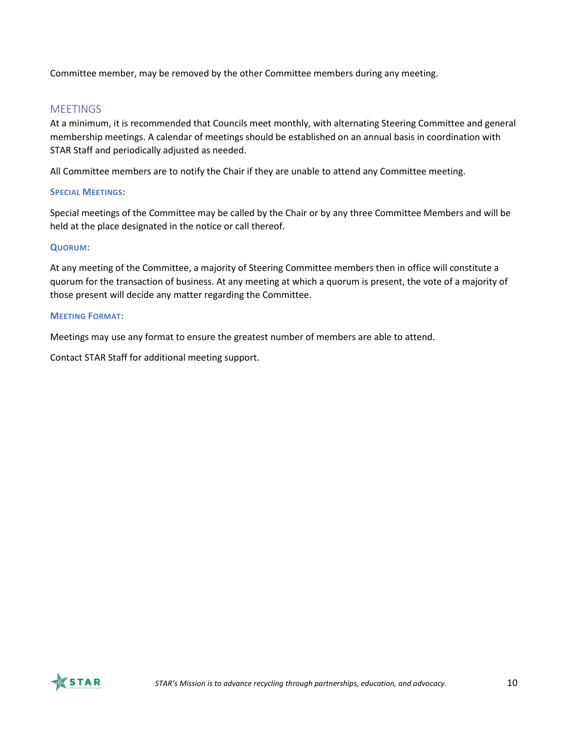Committee member, may be removed by the other Committee members during any meeting.

## MEETINGS

At a minimum, it is recommended that Councils meet monthly, with alternating Steering Committee and general membership meetings. A calendar of meetings should be established on an annual basis in coordination with STAR Staff and periodically adjusted as needed.

All Committee members are to notify the Chair if they are unable to attend any Committee meeting.

### SPECIAL MEETINGS:

Special meetings of the Committee may be called by the Chair or by any three Committee Members and will be held at the place designated in the notice or call thereof.

### QUORUM:

At any meeting of the Committee, a majority of Steering Committee members then in office will constitute a quorum for the transaction of business. At any meeting at which a quorum is present, the vote of a majority of those present will decide any matter regarding the Committee.

### MEETING FORMAT:

Meetings may use any format to ensure the greatest number of members are able to attend.

Contact STAR Staff for additional meeting support.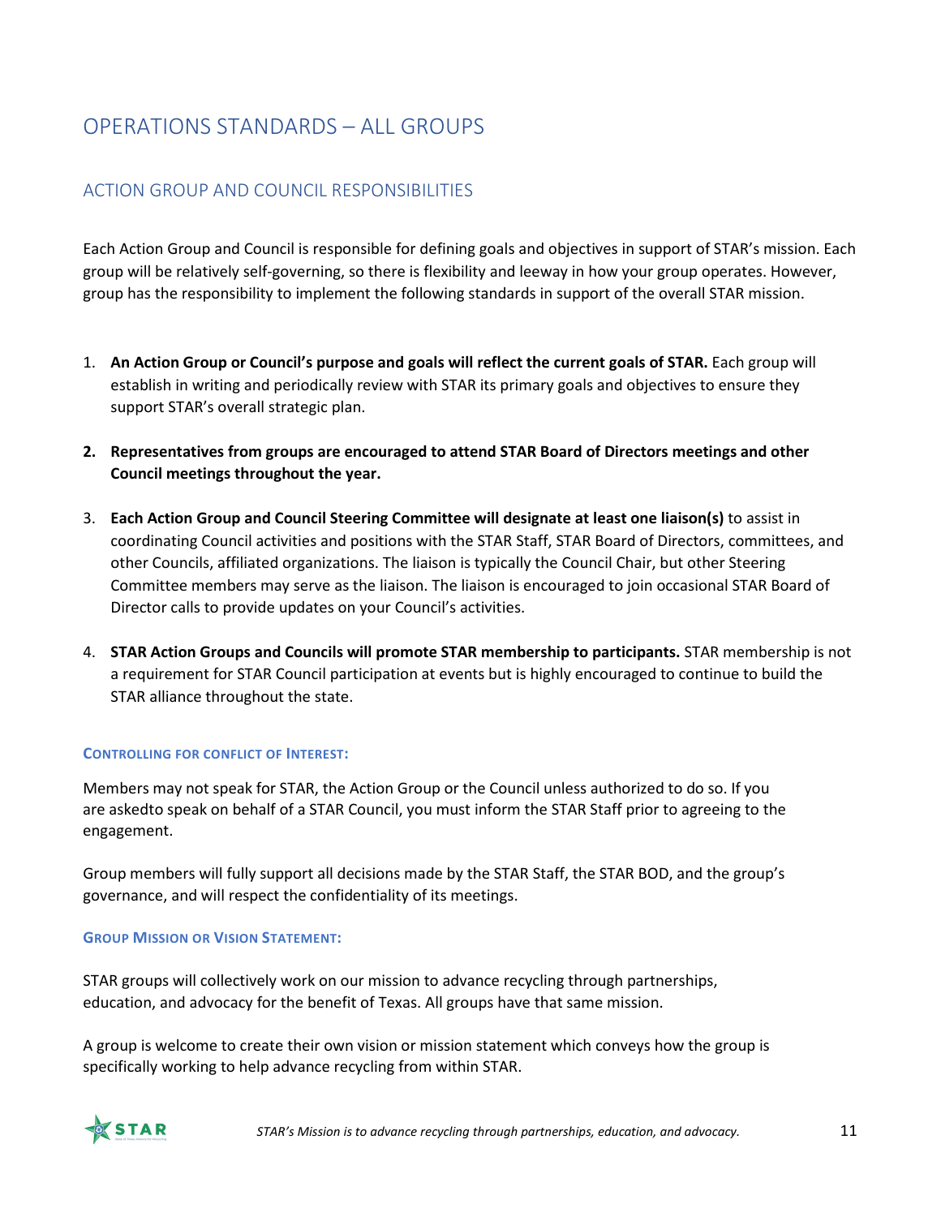# OPERATIONS STANDARDS – ALL GROUPS

## ACTION GROUP AND COUNCIL RESPONSIBILITIES

Each Action Group and Council is responsible for defining goals and objectives in support of STAR's mission. Each group will be relatively self-governing, so there is flexibility and leeway in how your group operates. However, group has the responsibility to implement the following standards in support of the overall STAR mission.

1. **An Action Group or Council's purpose and goals will reflect the current goals of STAR.** Each group will establish in writing and periodically review with STAR its primary goals and objectives to ensure they support STAR's overall strategic plan.

2. **Representatives from groups are encouraged to attend STAR Board of Directors meetings and other Council meetings throughout the year.**

3. **Each Action Group and Council Steering Committee will designate at least one liaison(s)** to assist in coordinating Council activities and positions with the STAR Staff, STAR Board of Directors, committees, and other Councils, affiliated organizations. The liaison is typically the Council Chair, but other Steering Committee members may serve as the liaison. The liaison is encouraged to join occasional STAR Board of Director calls to provide updates on your Council's activities.

4. **STAR Action Groups and Councils will promote STAR membership to participants.** STAR membership is not a requirement for STAR Council participation at events but is highly encouraged to continue to build the STAR alliance throughout the state.

#### CONTROLLING FOR CONFLICT OF INTEREST:

Members may not speak for STAR, the Action Group or the Council unless authorized to do so. If you are askedto speak on behalf of a STAR Council, you must inform the STAR Staff prior to agreeing to the engagement.

Group members will fully support all decisions made by the STAR Staff, the STAR BOD, and the group's governance, and will respect the confidentiality of its meetings.

#### GROUP MISSION OR VISION STATEMENT:

STAR groups will collectively work on our mission to advance recycling through partnerships, education, and advocacy for the benefit of Texas. All groups have that same mission.

A group is welcome to create their own vision or mission statement which conveys how the group is specifically working to help advance recycling from within STAR.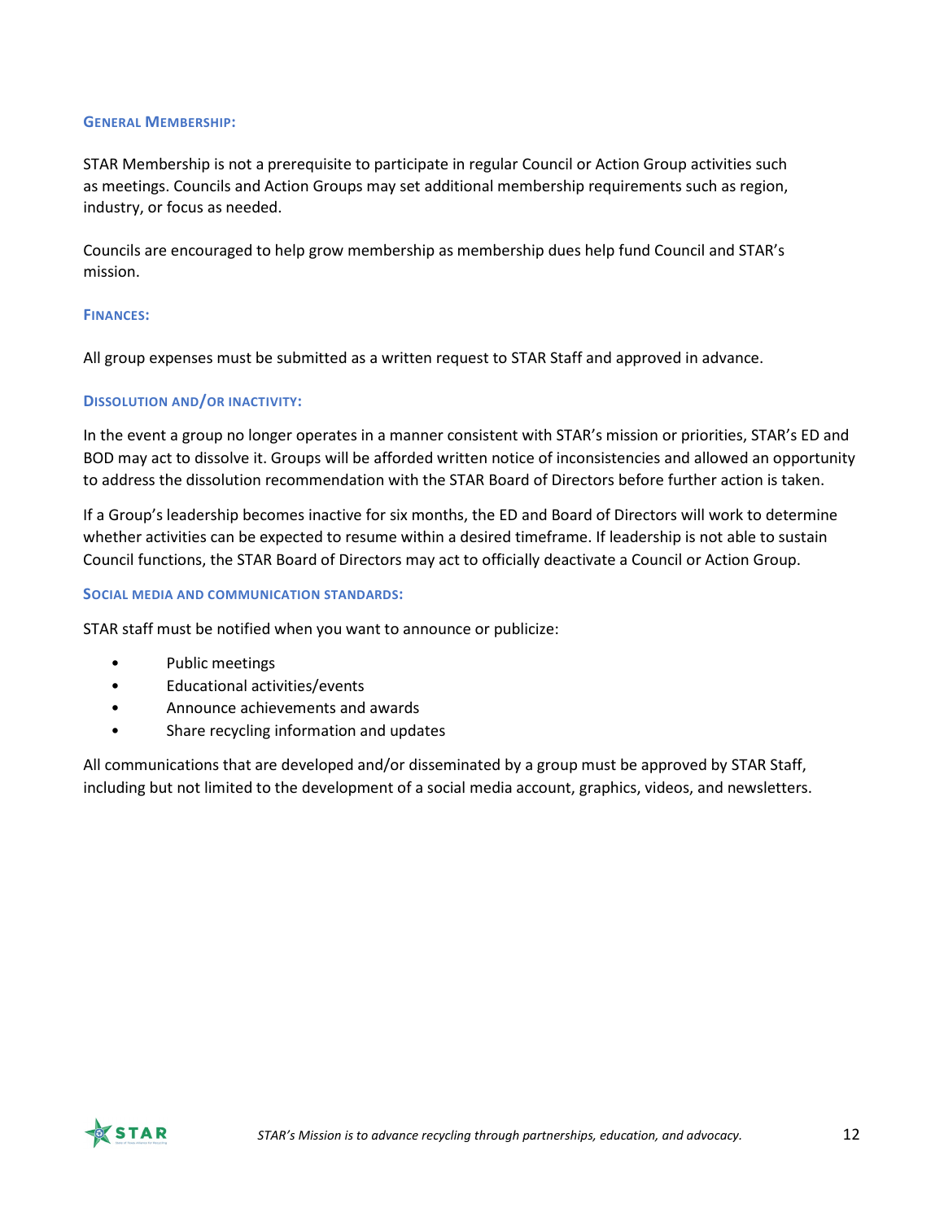### General Membership:

STAR Membership is not a prerequisite to participate in regular Council or Action Group activities such as meetings. Councils and Action Groups may set additional membership requirements such as region, industry, or focus as needed.

Councils are encouraged to help grow membership as membership dues help fund Council and STAR's mission.

### Finances:

All group expenses must be submitted as a written request to STAR Staff and approved in advance.

### Dissolution and/or inactivity:

In the event a group no longer operates in a manner consistent with STAR's mission or priorities, STAR's ED and BOD may act to dissolve it. Groups will be afforded written notice of inconsistencies and allowed an opportunity to address the dissolution recommendation with the STAR Board of Directors before further action is taken.

If a Group's leadership becomes inactive for six months, the ED and Board of Directors will work to determine whether activities can be expected to resume within a desired timeframe. If leadership is not able to sustain Council functions, the STAR Board of Directors may act to officially deactivate a Council or Action Group.

### Social media and communication standards:

STAR staff must be notified when you want to announce or publicize:

- Public meetings
- Educational activities/events
- Announce achievements and awards
- Share recycling information and updates

All communications that are developed and/or disseminated by a group must be approved by STAR Staff, including but not limited to the development of a social media account, graphics, videos, and newsletters.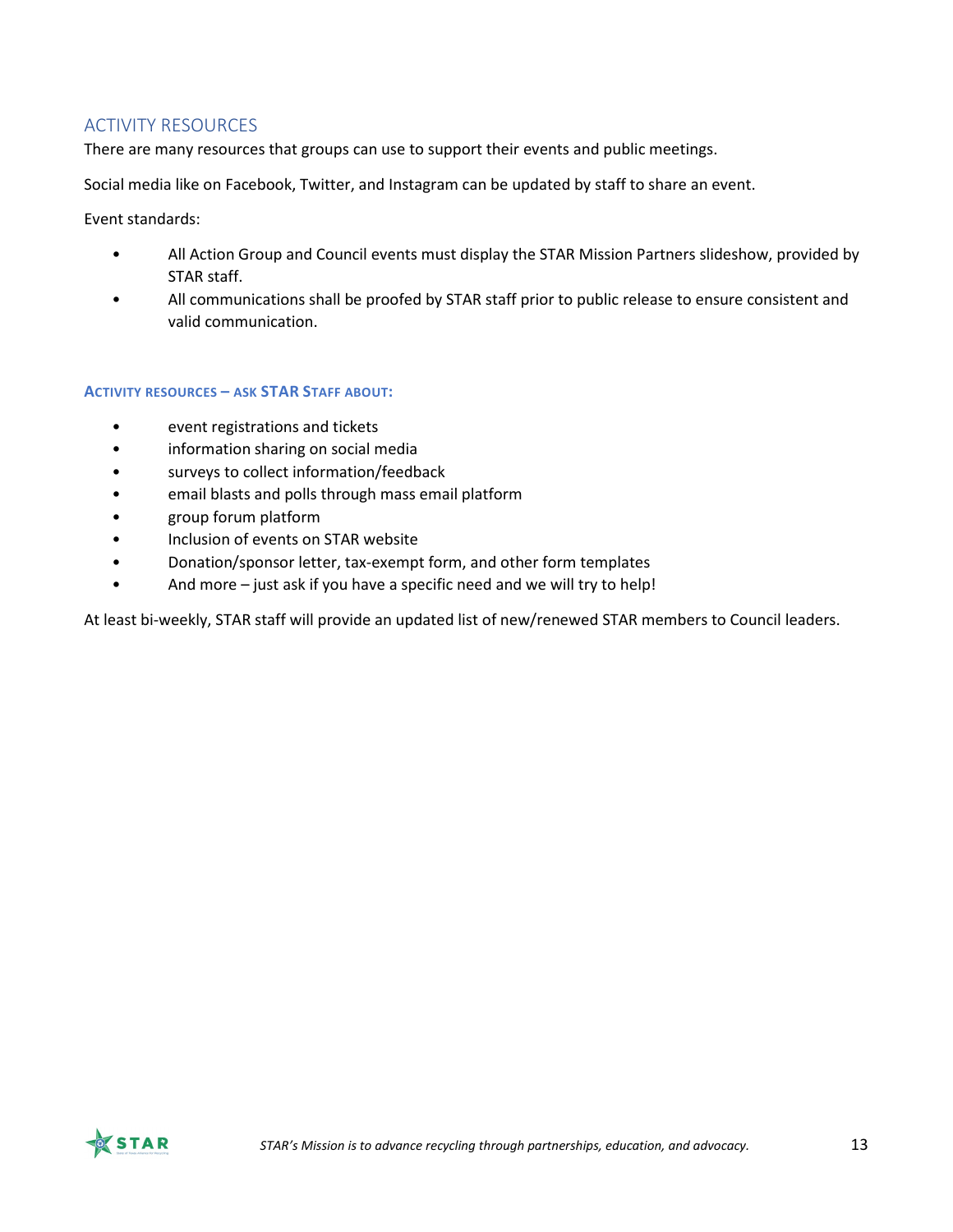## ACTIVITY RESOURCES

There are many resources that groups can use to support their events and public meetings.

Social media like on Facebook, Twitter, and Instagram can be updated by staff to share an event.

Event standards:

- All Action Group and Council events must display the STAR Mission Partners slideshow, provided by STAR staff.
- All communications shall be proofed by STAR staff prior to public release to ensure consistent and valid communication.

### ACTIVITY RESOURCES – ASK STAR STAFF ABOUT:

- event registrations and tickets
- information sharing on social media
- surveys to collect information/feedback
- email blasts and polls through mass email platform
- group forum platform
- Inclusion of events on STAR website
- Donation/sponsor letter, tax-exempt form, and other form templates
- And more – just ask if you have a specific need and we will try to help!

At least bi-weekly, STAR staff will provide an updated list of new/renewed STAR members to Council leaders.